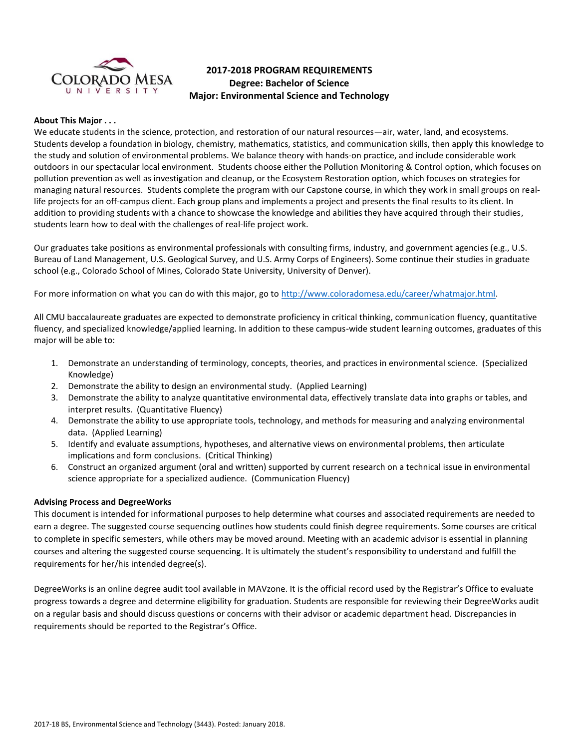# 2017-2018 PROGRAM REQUIREMENTS
## Degree: Bachelor of Science
## Major: Environmental Science and Technology

**About This Major . . .**

We educate students in the science, protection, and restoration of our natural resources—air, water, land, and ecosystems. Students develop a foundation in biology, chemistry, mathematics, statistics, and communication skills, then apply this knowledge to the study and solution of environmental problems. We balance theory with hands-on practice, and include considerable work outdoors in our spectacular local environment. Students choose either the Pollution Monitoring & Control option, which focuses on pollution prevention as well as investigation and cleanup, or the Ecosystem Restoration option, which focuses on strategies for managing natural resources. Students complete the program with our Capstone course, in which they work in small groups on real-life projects for an off-campus client. Each group plans and implements a project and presents the final results to its client. In addition to providing students with a chance to showcase the knowledge and abilities they have acquired through their studies, students learn how to deal with the challenges of real-life project work.

Our graduates take positions as environmental professionals with consulting firms, industry, and government agencies (e.g., U.S. Bureau of Land Management, U.S. Geological Survey, and U.S. Army Corps of Engineers). Some continue their studies in graduate school (e.g., Colorado School of Mines, Colorado State University, University of Denver).

For more information on what you can do with this major, go to http://www.coloradomesa.edu/career/whatmajor.html.

All CMU baccalaureate graduates are expected to demonstrate proficiency in critical thinking, communication fluency, quantitative fluency, and specialized knowledge/applied learning. In addition to these campus-wide student learning outcomes, graduates of this major will be able to:

1. Demonstrate an understanding of terminology, concepts, theories, and practices in environmental science. (Specialized Knowledge)
2. Demonstrate the ability to design an environmental study. (Applied Learning)
3. Demonstrate the ability to analyze quantitative environmental data, effectively translate data into graphs or tables, and interpret results. (Quantitative Fluency)
4. Demonstrate the ability to use appropriate tools, technology, and methods for measuring and analyzing environmental data. (Applied Learning)
5. Identify and evaluate assumptions, hypotheses, and alternative views on environmental problems, then articulate implications and form conclusions. (Critical Thinking)
6. Construct an organized argument (oral and written) supported by current research on a technical issue in environmental science appropriate for a specialized audience. (Communication Fluency)

**Advising Process and DegreeWorks**

This document is intended for informational purposes to help determine what courses and associated requirements are needed to earn a degree. The suggested course sequencing outlines how students could finish degree requirements. Some courses are critical to complete in specific semesters, while others may be moved around. Meeting with an academic advisor is essential in planning courses and altering the suggested course sequencing. It is ultimately the student's responsibility to understand and fulfill the requirements for her/his intended degree(s).

DegreeWorks is an online degree audit tool available in MAVzone. It is the official record used by the Registrar's Office to evaluate progress towards a degree and determine eligibility for graduation. Students are responsible for reviewing their DegreeWorks audit on a regular basis and should discuss questions or concerns with their advisor or academic department head. Discrepancies in requirements should be reported to the Registrar's Office.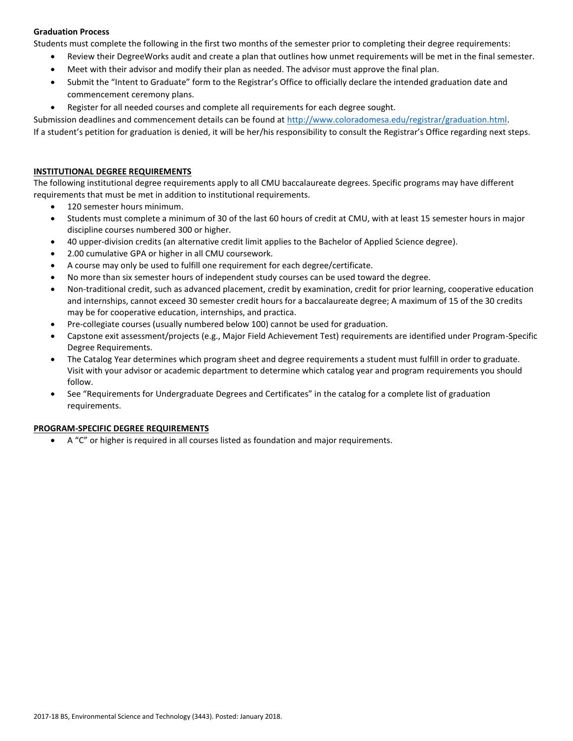**Graduation Process**

Students must complete the following in the first two months of the semester prior to completing their degree requirements:

- Review their DegreeWorks audit and create a plan that outlines how unmet requirements will be met in the final semester.
- Meet with their advisor and modify their plan as needed. The advisor must approve the final plan.
- Submit the "Intent to Graduate" form to the Registrar's Office to officially declare the intended graduation date and commencement ceremony plans.
- Register for all needed courses and complete all requirements for each degree sought.

Submission deadlines and commencement details can be found at [http://www.coloradomesa.edu/registrar/graduation.html](http://www.coloradomesa.edu/registrar/graduation.html).

If a student's petition for graduation is denied, it will be her/his responsibility to consult the Registrar's Office regarding next steps.

## INSTITUTIONAL DEGREE REQUIREMENTS

The following institutional degree requirements apply to all CMU baccalaureate degrees. Specific programs may have different requirements that must be met in addition to institutional requirements.

- 120 semester hours minimum.
- Students must complete a minimum of 30 of the last 60 hours of credit at CMU, with at least 15 semester hours in major discipline courses numbered 300 or higher.
- 40 upper-division credits (an alternative credit limit applies to the Bachelor of Applied Science degree).
- 2.00 cumulative GPA or higher in all CMU coursework.
- A course may only be used to fulfill one requirement for each degree/certificate.
- No more than six semester hours of independent study courses can be used toward the degree.
- Non-traditional credit, such as advanced placement, credit by examination, credit for prior learning, cooperative education and internships, cannot exceed 30 semester credit hours for a baccalaureate degree; A maximum of 15 of the 30 credits may be for cooperative education, internships, and practica.
- Pre-collegiate courses (usually numbered below 100) cannot be used for graduation.
- Capstone exit assessment/projects (e.g., Major Field Achievement Test) requirements are identified under Program-Specific Degree Requirements.
- The Catalog Year determines which program sheet and degree requirements a student must fulfill in order to graduate. Visit with your advisor or academic department to determine which catalog year and program requirements you should follow.
- See "Requirements for Undergraduate Degrees and Certificates" in the catalog for a complete list of graduation requirements.

## PROGRAM-SPECIFIC DEGREE REQUIREMENTS

- A "C" or higher is required in all courses listed as foundation and major requirements.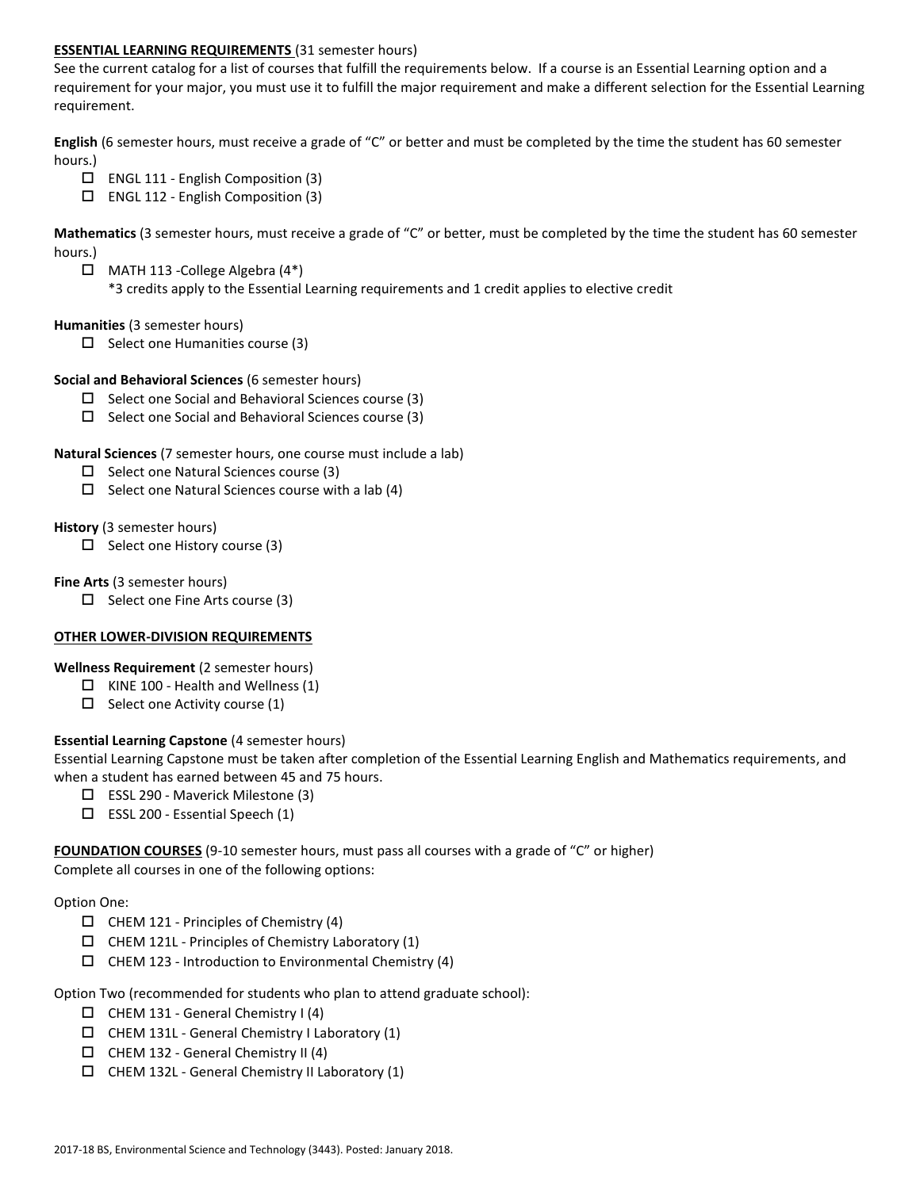## ESSENTIAL LEARNING REQUIREMENTS (31 semester hours)

See the current catalog for a list of courses that fulfill the requirements below. If a course is an Essential Learning option and a requirement for your major, you must use it to fulfill the major requirement and make a different selection for the Essential Learning requirement.

**English** (6 semester hours, must receive a grade of "C" or better and must be completed by the time the student has 60 semester hours.)

- ☐ ENGL 111 - English Composition (3)
- ☐ ENGL 112 - English Composition (3)

**Mathematics** (3 semester hours, must receive a grade of "C" or better, must be completed by the time the student has 60 semester hours.)

- ☐ MATH 113 -College Algebra (4*)
  *3 credits apply to the Essential Learning requirements and 1 credit applies to elective credit

**Humanities** (3 semester hours)

- ☐ Select one Humanities course (3)

**Social and Behavioral Sciences** (6 semester hours)

- ☐ Select one Social and Behavioral Sciences course (3)
- ☐ Select one Social and Behavioral Sciences course (3)

**Natural Sciences** (7 semester hours, one course must include a lab)

- ☐ Select one Natural Sciences course (3)
- ☐ Select one Natural Sciences course with a lab (4)

**History** (3 semester hours)

- ☐ Select one History course (3)

**Fine Arts** (3 semester hours)

- ☐ Select one Fine Arts course (3)

## OTHER LOWER-DIVISION REQUIREMENTS

**Wellness Requirement** (2 semester hours)

- ☐ KINE 100 - Health and Wellness (1)
- ☐ Select one Activity course (1)

**Essential Learning Capstone** (4 semester hours)

Essential Learning Capstone must be taken after completion of the Essential Learning English and Mathematics requirements, and when a student has earned between 45 and 75 hours.

- ☐ ESSL 290 - Maverick Milestone (3)
- ☐ ESSL 200 - Essential Speech (1)

## FOUNDATION COURSES (9-10 semester hours, must pass all courses with a grade of "C" or higher)

Complete all courses in one of the following options:

Option One:

- ☐ CHEM 121 - Principles of Chemistry (4)
- ☐ CHEM 121L - Principles of Chemistry Laboratory (1)
- ☐ CHEM 123 - Introduction to Environmental Chemistry (4)

Option Two (recommended for students who plan to attend graduate school):

- ☐ CHEM 131 - General Chemistry I (4)
- ☐ CHEM 131L - General Chemistry I Laboratory (1)
- ☐ CHEM 132 - General Chemistry II (4)
- ☐ CHEM 132L - General Chemistry II Laboratory (1)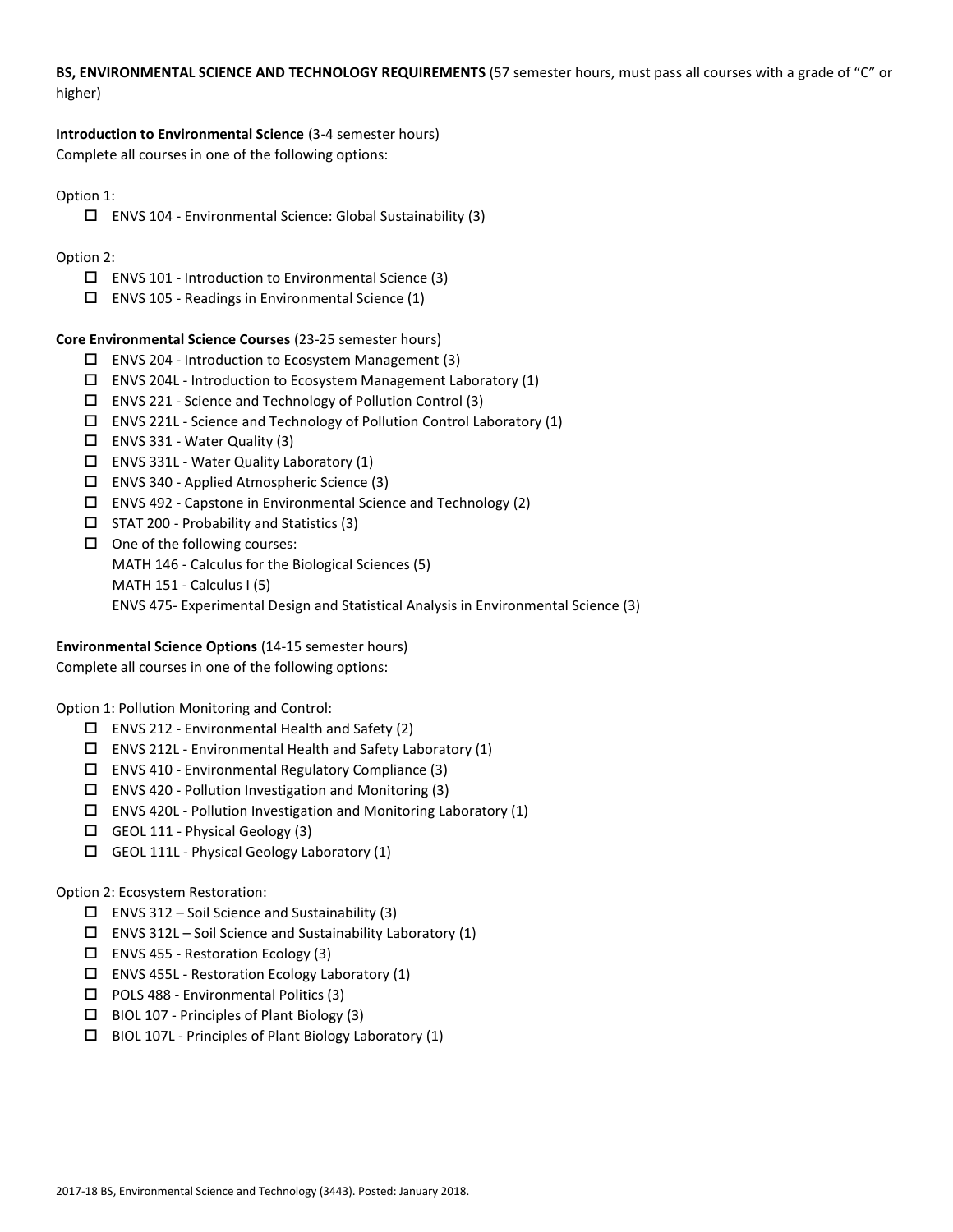**<u>BS, ENVIRONMENTAL SCIENCE AND TECHNOLOGY REQUIREMENTS</u>** (57 semester hours, must pass all courses with a grade of "C" or higher)

**Introduction to Environmental Science** (3-4 semester hours)
Complete all courses in one of the following options:

Option 1:

- ☐ ENVS 104 - Environmental Science: Global Sustainability (3)

Option 2:

- ☐ ENVS 101 - Introduction to Environmental Science (3)
- ☐ ENVS 105 - Readings in Environmental Science (1)

**Core Environmental Science Courses** (23-25 semester hours)

- ☐ ENVS 204 - Introduction to Ecosystem Management (3)
- ☐ ENVS 204L - Introduction to Ecosystem Management Laboratory (1)
- ☐ ENVS 221 - Science and Technology of Pollution Control (3)
- ☐ ENVS 221L - Science and Technology of Pollution Control Laboratory (1)
- ☐ ENVS 331 - Water Quality (3)
- ☐ ENVS 331L - Water Quality Laboratory (1)
- ☐ ENVS 340 - Applied Atmospheric Science (3)
- ☐ ENVS 492 - Capstone in Environmental Science and Technology (2)
- ☐ STAT 200 - Probability and Statistics (3)
- ☐ One of the following courses:
  MATH 146 - Calculus for the Biological Sciences (5)
  MATH 151 - Calculus I (5)
  ENVS 475- Experimental Design and Statistical Analysis in Environmental Science (3)

**Environmental Science Options** (14-15 semester hours)
Complete all courses in one of the following options:

Option 1: Pollution Monitoring and Control:

- ☐ ENVS 212 - Environmental Health and Safety (2)
- ☐ ENVS 212L - Environmental Health and Safety Laboratory (1)
- ☐ ENVS 410 - Environmental Regulatory Compliance (3)
- ☐ ENVS 420 - Pollution Investigation and Monitoring (3)
- ☐ ENVS 420L - Pollution Investigation and Monitoring Laboratory (1)
- ☐ GEOL 111 - Physical Geology (3)
- ☐ GEOL 111L - Physical Geology Laboratory (1)

Option 2: Ecosystem Restoration:

- ☐ ENVS 312 – Soil Science and Sustainability (3)
- ☐ ENVS 312L – Soil Science and Sustainability Laboratory (1)
- ☐ ENVS 455 - Restoration Ecology (3)
- ☐ ENVS 455L - Restoration Ecology Laboratory (1)
- ☐ POLS 488 - Environmental Politics (3)
- ☐ BIOL 107 - Principles of Plant Biology (3)
- ☐ BIOL 107L - Principles of Plant Biology Laboratory (1)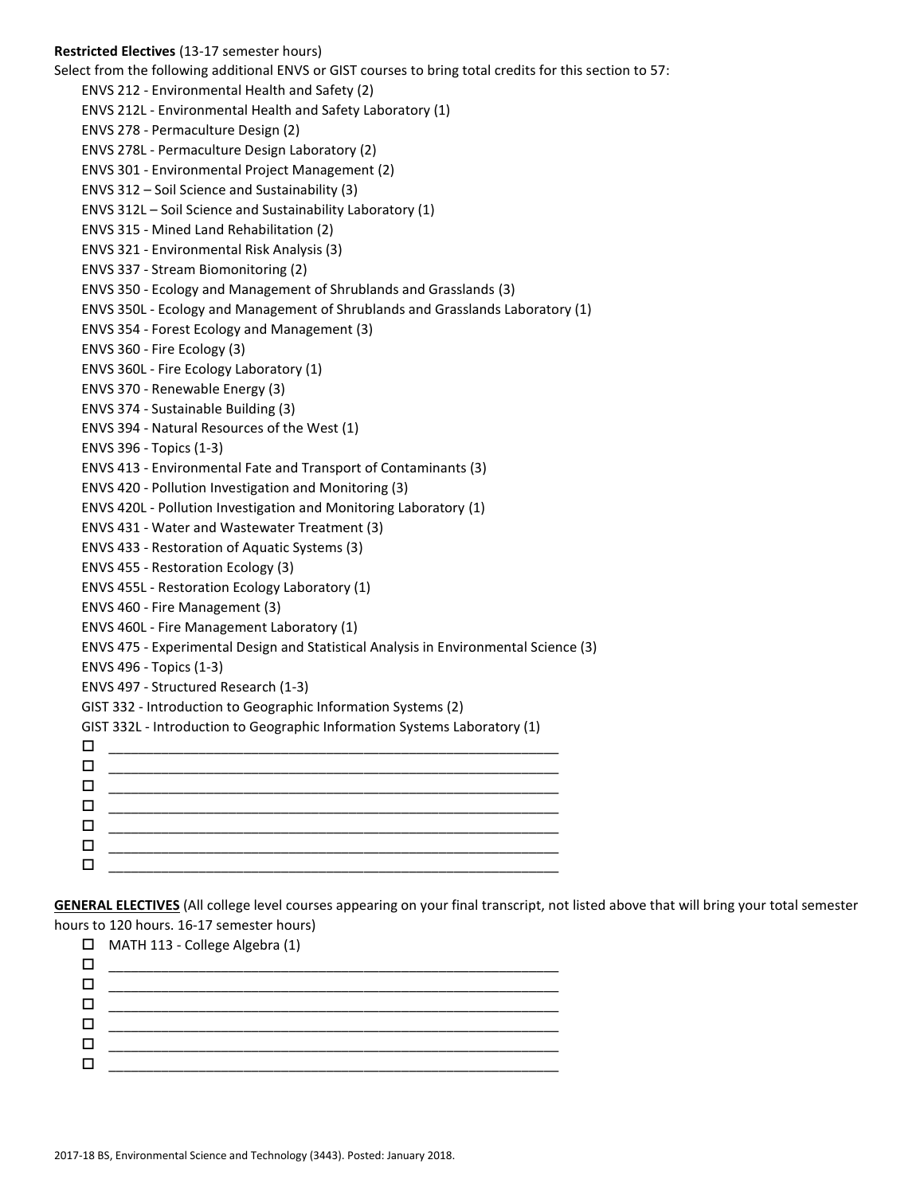**Restricted Electives** (13-17 semester hours)

Select from the following additional ENVS or GIST courses to bring total credits for this section to 57:

- ENVS 212 - Environmental Health and Safety (2)
- ENVS 212L - Environmental Health and Safety Laboratory (1)
- ENVS 278 - Permaculture Design (2)
- ENVS 278L - Permaculture Design Laboratory (2)
- ENVS 301 - Environmental Project Management (2)
- ENVS 312 – Soil Science and Sustainability (3)
- ENVS 312L – Soil Science and Sustainability Laboratory (1)
- ENVS 315 - Mined Land Rehabilitation (2)
- ENVS 321 - Environmental Risk Analysis (3)
- ENVS 337 - Stream Biomonitoring (2)
- ENVS 350 - Ecology and Management of Shrublands and Grasslands (3)
- ENVS 350L - Ecology and Management of Shrublands and Grasslands Laboratory (1)
- ENVS 354 - Forest Ecology and Management (3)
- ENVS 360 - Fire Ecology (3)
- ENVS 360L - Fire Ecology Laboratory (1)
- ENVS 370 - Renewable Energy (3)
- ENVS 374 - Sustainable Building (3)
- ENVS 394 - Natural Resources of the West (1)
- ENVS 396 - Topics (1-3)
- ENVS 413 - Environmental Fate and Transport of Contaminants (3)
- ENVS 420 - Pollution Investigation and Monitoring (3)
- ENVS 420L - Pollution Investigation and Monitoring Laboratory (1)
- ENVS 431 - Water and Wastewater Treatment (3)
- ENVS 433 - Restoration of Aquatic Systems (3)
- ENVS 455 - Restoration Ecology (3)
- ENVS 455L - Restoration Ecology Laboratory (1)
- ENVS 460 - Fire Management (3)
- ENVS 460L - Fire Management Laboratory (1)
- ENVS 475 - Experimental Design and Statistical Analysis in Environmental Science (3)
- ENVS 496 - Topics (1-3)
- ENVS 497 - Structured Research (1-3)
- GIST 332 - Introduction to Geographic Information Systems (2)
- GIST 332L - Introduction to Geographic Information Systems Laboratory (1)

- ☐ ____________________________________________
- ☐ ____________________________________________
- ☐ ____________________________________________
- ☐ ____________________________________________
- ☐ ____________________________________________
- ☐ ____________________________________________
- ☐ ____________________________________________

**GENERAL ELECTIVES** (All college level courses appearing on your final transcript, not listed above that will bring your total semester hours to 120 hours. 16-17 semester hours)

- ☐ MATH 113 - College Algebra (1)
- ☐ ____________________________________________
- ☐ ____________________________________________
- ☐ ____________________________________________
- ☐ ____________________________________________
- ☐ ____________________________________________
- ☐ ____________________________________________

2017-18 BS, Environmental Science and Technology (3443). Posted: January 2018.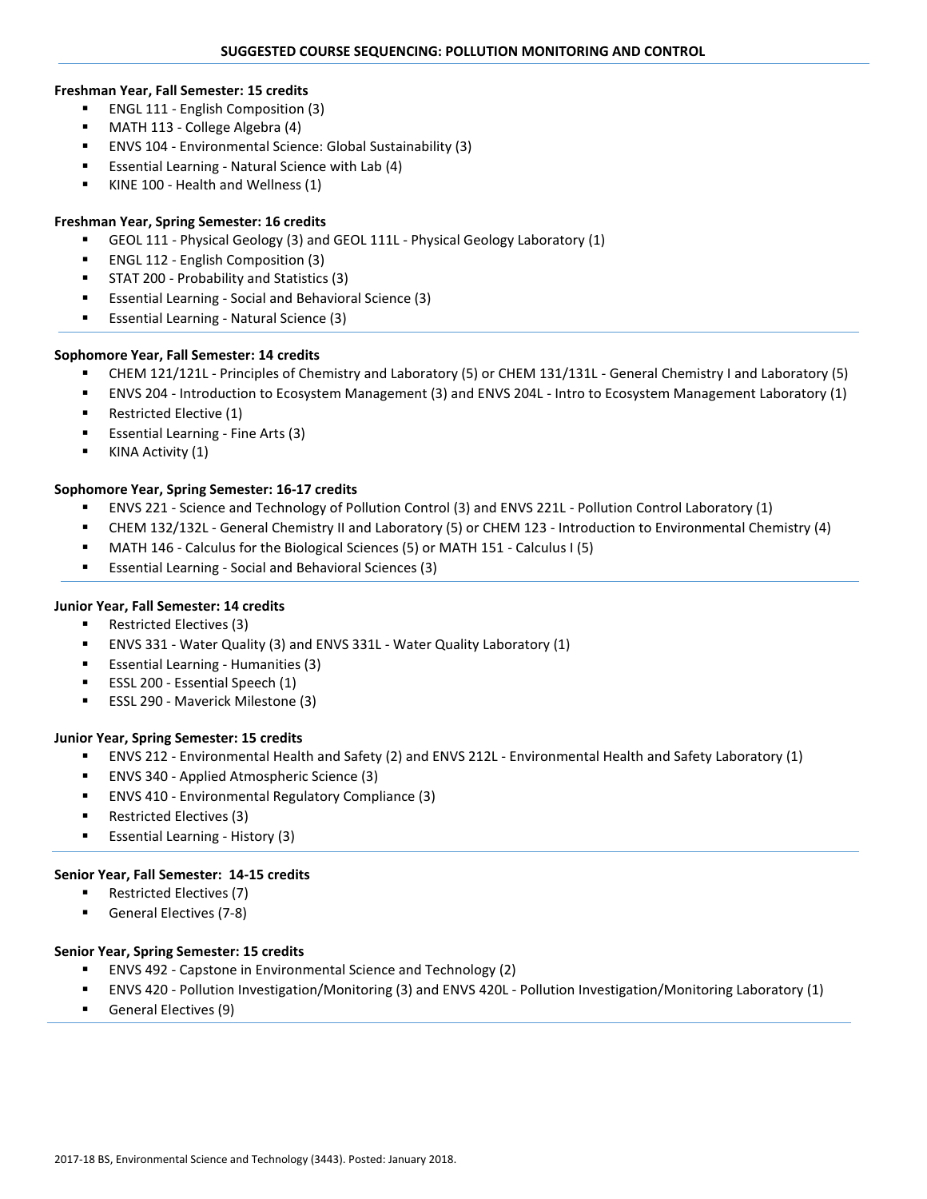## SUGGESTED COURSE SEQUENCING: POLLUTION MONITORING AND CONTROL

**Freshman Year, Fall Semester: 15 credits**

- ENGL 111 - English Composition (3)
- MATH 113 - College Algebra (4)
- ENVS 104 - Environmental Science: Global Sustainability (3)
- Essential Learning - Natural Science with Lab (4)
- KINE 100 - Health and Wellness (1)

**Freshman Year, Spring Semester: 16 credits**

- GEOL 111 - Physical Geology (3) and GEOL 111L - Physical Geology Laboratory (1)
- ENGL 112 - English Composition (3)
- STAT 200 - Probability and Statistics (3)
- Essential Learning - Social and Behavioral Science (3)
- Essential Learning - Natural Science (3)

**Sophomore Year, Fall Semester: 14 credits**

- CHEM 121/121L - Principles of Chemistry and Laboratory (5) or CHEM 131/131L - General Chemistry I and Laboratory (5)
- ENVS 204 - Introduction to Ecosystem Management (3) and ENVS 204L - Intro to Ecosystem Management Laboratory (1)
- Restricted Elective (1)
- Essential Learning - Fine Arts (3)
- KINA Activity (1)

**Sophomore Year, Spring Semester: 16-17 credits**

- ENVS 221 - Science and Technology of Pollution Control (3) and ENVS 221L - Pollution Control Laboratory (1)
- CHEM 132/132L - General Chemistry II and Laboratory (5) or CHEM 123 - Introduction to Environmental Chemistry (4)
- MATH 146 - Calculus for the Biological Sciences (5) or MATH 151 - Calculus I (5)
- Essential Learning - Social and Behavioral Sciences (3)

**Junior Year, Fall Semester: 14 credits**

- Restricted Electives (3)
- ENVS 331 - Water Quality (3) and ENVS 331L - Water Quality Laboratory (1)
- Essential Learning - Humanities (3)
- ESSL 200 - Essential Speech (1)
- ESSL 290 - Maverick Milestone (3)

**Junior Year, Spring Semester: 15 credits**

- ENVS 212 - Environmental Health and Safety (2) and ENVS 212L - Environmental Health and Safety Laboratory (1)
- ENVS 340 - Applied Atmospheric Science (3)
- ENVS 410 - Environmental Regulatory Compliance (3)
- Restricted Electives (3)
- Essential Learning - History (3)

**Senior Year, Fall Semester: 14-15 credits**

- Restricted Electives (7)
- General Electives (7-8)

**Senior Year, Spring Semester: 15 credits**

- ENVS 492 - Capstone in Environmental Science and Technology (2)
- ENVS 420 - Pollution Investigation/Monitoring (3) and ENVS 420L - Pollution Investigation/Monitoring Laboratory (1)
- General Electives (9)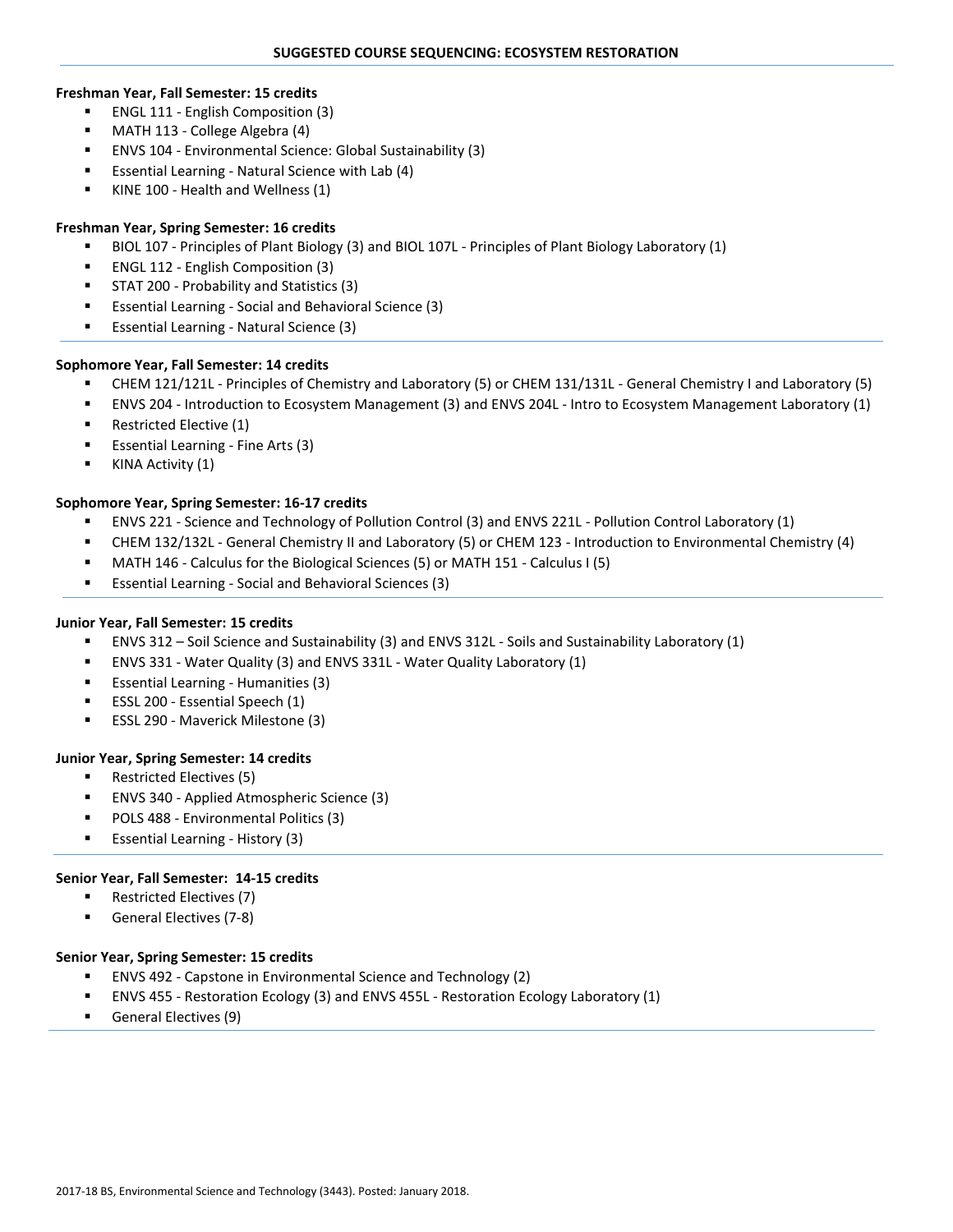## SUGGESTED COURSE SEQUENCING: ECOSYSTEM RESTORATION

**Freshman Year, Fall Semester: 15 credits**

- ENGL 111 - English Composition (3)
- MATH 113 - College Algebra (4)
- ENVS 104 - Environmental Science: Global Sustainability (3)
- Essential Learning - Natural Science with Lab (4)
- KINE 100 - Health and Wellness (1)

**Freshman Year, Spring Semester: 16 credits**

- BIOL 107 - Principles of Plant Biology (3) and BIOL 107L - Principles of Plant Biology Laboratory (1)
- ENGL 112 - English Composition (3)
- STAT 200 - Probability and Statistics (3)
- Essential Learning - Social and Behavioral Science (3)
- Essential Learning - Natural Science (3)

**Sophomore Year, Fall Semester: 14 credits**

- CHEM 121/121L - Principles of Chemistry and Laboratory (5) or CHEM 131/131L - General Chemistry I and Laboratory (5)
- ENVS 204 - Introduction to Ecosystem Management (3) and ENVS 204L - Intro to Ecosystem Management Laboratory (1)
- Restricted Elective (1)
- Essential Learning - Fine Arts (3)
- KINA Activity (1)

**Sophomore Year, Spring Semester: 16-17 credits**

- ENVS 221 - Science and Technology of Pollution Control (3) and ENVS 221L - Pollution Control Laboratory (1)
- CHEM 132/132L - General Chemistry II and Laboratory (5) or CHEM 123 - Introduction to Environmental Chemistry (4)
- MATH 146 - Calculus for the Biological Sciences (5) or MATH 151 - Calculus I (5)
- Essential Learning - Social and Behavioral Sciences (3)

**Junior Year, Fall Semester: 15 credits**

- ENVS 312 – Soil Science and Sustainability (3) and ENVS 312L - Soils and Sustainability Laboratory (1)
- ENVS 331 - Water Quality (3) and ENVS 331L - Water Quality Laboratory (1)
- Essential Learning - Humanities (3)
- ESSL 200 - Essential Speech (1)
- ESSL 290 - Maverick Milestone (3)

**Junior Year, Spring Semester: 14 credits**

- Restricted Electives (5)
- ENVS 340 - Applied Atmospheric Science (3)
- POLS 488 - Environmental Politics (3)
- Essential Learning - History (3)

**Senior Year, Fall Semester: 14-15 credits**

- Restricted Electives (7)
- General Electives (7-8)

**Senior Year, Spring Semester: 15 credits**

- ENVS 492 - Capstone in Environmental Science and Technology (2)
- ENVS 455 - Restoration Ecology (3) and ENVS 455L - Restoration Ecology Laboratory (1)
- General Electives (9)

2017-18 BS, Environmental Science and Technology (3443). Posted: January 2018.